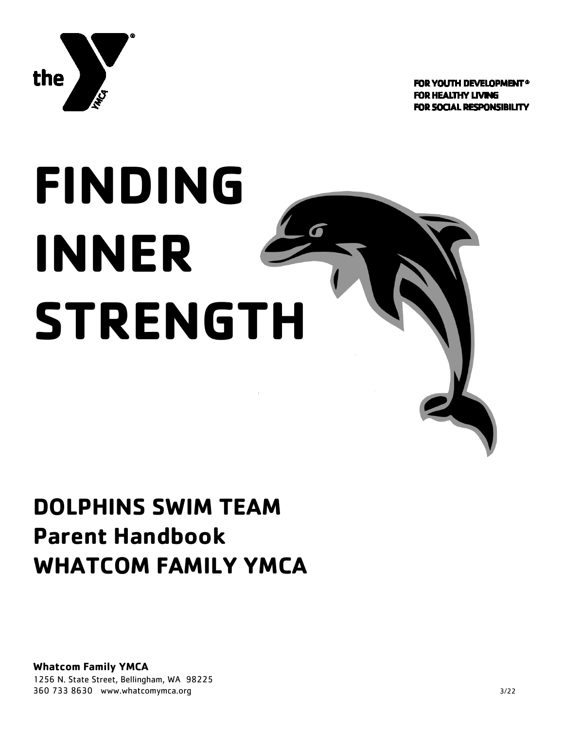the YMCA

**FOR YOUTH DEVELOPMENT®**
**FOR HEALTHY LIVING**
**FOR SOCIAL RESPONSIBILITY**

# FINDING INNER STRENGTH

## DOLPHINS SWIM TEAM
## Parent Handbook
## WHATCOM FAMILY YMCA

**Whatcom Family YMCA**
1256 N. State Street, Bellingham, WA 98225
360 733 8630 www.whatcomymca.org

3/22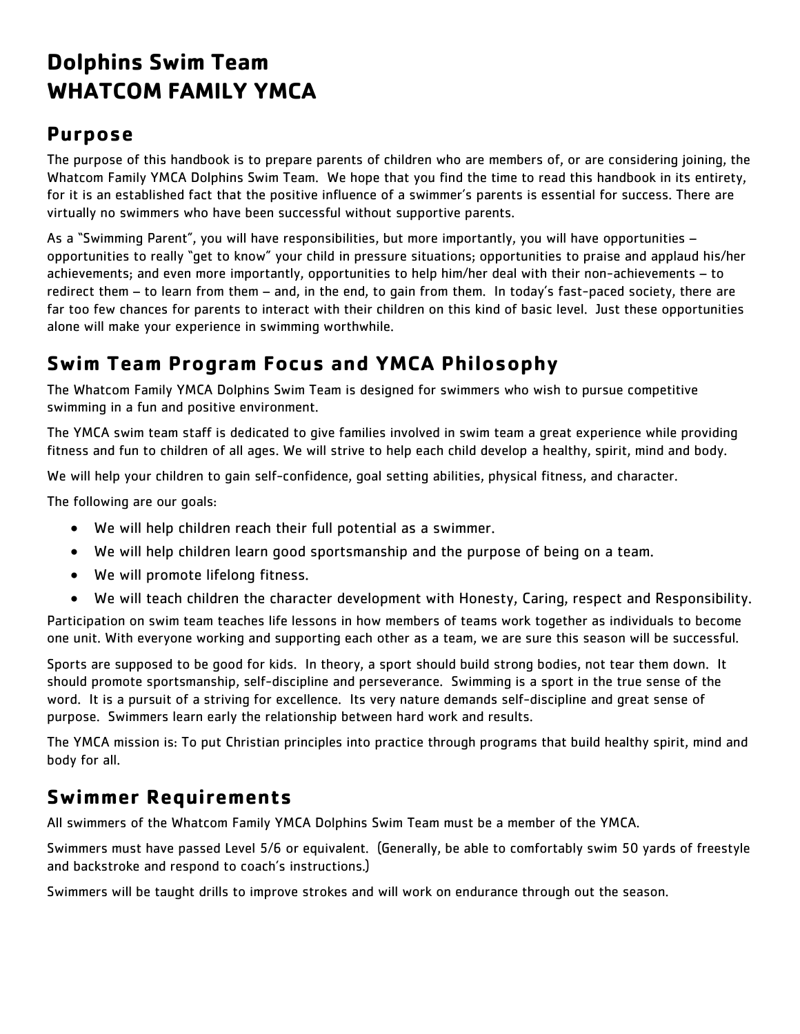# Dolphins Swim Team
# WHATCOM FAMILY YMCA

## Purpose

The purpose of this handbook is to prepare parents of children who are members of, or are considering joining, the Whatcom Family YMCA Dolphins Swim Team. We hope that you find the time to read this handbook in its entirety, for it is an established fact that the positive influence of a swimmer's parents is essential for success. There are virtually no swimmers who have been successful without supportive parents.

As a "Swimming Parent", you will have responsibilities, but more importantly, you will have opportunities – opportunities to really "get to know" your child in pressure situations; opportunities to praise and applaud his/her achievements; and even more importantly, opportunities to help him/her deal with their non-achievements – to redirect them – to learn from them – and, in the end, to gain from them. In today's fast-paced society, there are far too few chances for parents to interact with their children on this kind of basic level. Just these opportunities alone will make your experience in swimming worthwhile.

## Swim Team Program Focus and YMCA Philosophy

The Whatcom Family YMCA Dolphins Swim Team is designed for swimmers who wish to pursue competitive swimming in a fun and positive environment.

The YMCA swim team staff is dedicated to give families involved in swim team a great experience while providing fitness and fun to children of all ages. We will strive to help each child develop a healthy, spirit, mind and body.

We will help your children to gain self-confidence, goal setting abilities, physical fitness, and character.

The following are our goals:

- We will help children reach their full potential as a swimmer.
- We will help children learn good sportsmanship and the purpose of being on a team.
- We will promote lifelong fitness.
- We will teach children the character development with Honesty, Caring, respect and Responsibility.

Participation on swim team teaches life lessons in how members of teams work together as individuals to become one unit. With everyone working and supporting each other as a team, we are sure this season will be successful.

Sports are supposed to be good for kids. In theory, a sport should build strong bodies, not tear them down. It should promote sportsmanship, self-discipline and perseverance. Swimming is a sport in the true sense of the word. It is a pursuit of a striving for excellence. Its very nature demands self-discipline and great sense of purpose. Swimmers learn early the relationship between hard work and results.

The YMCA mission is: To put Christian principles into practice through programs that build healthy spirit, mind and body for all.

## Swimmer Requirements

All swimmers of the Whatcom Family YMCA Dolphins Swim Team must be a member of the YMCA.

Swimmers must have passed Level 5/6 or equivalent. (Generally, be able to comfortably swim 50 yards of freestyle and backstroke and respond to coach's instructions.)

Swimmers will be taught drills to improve strokes and will work on endurance through out the season.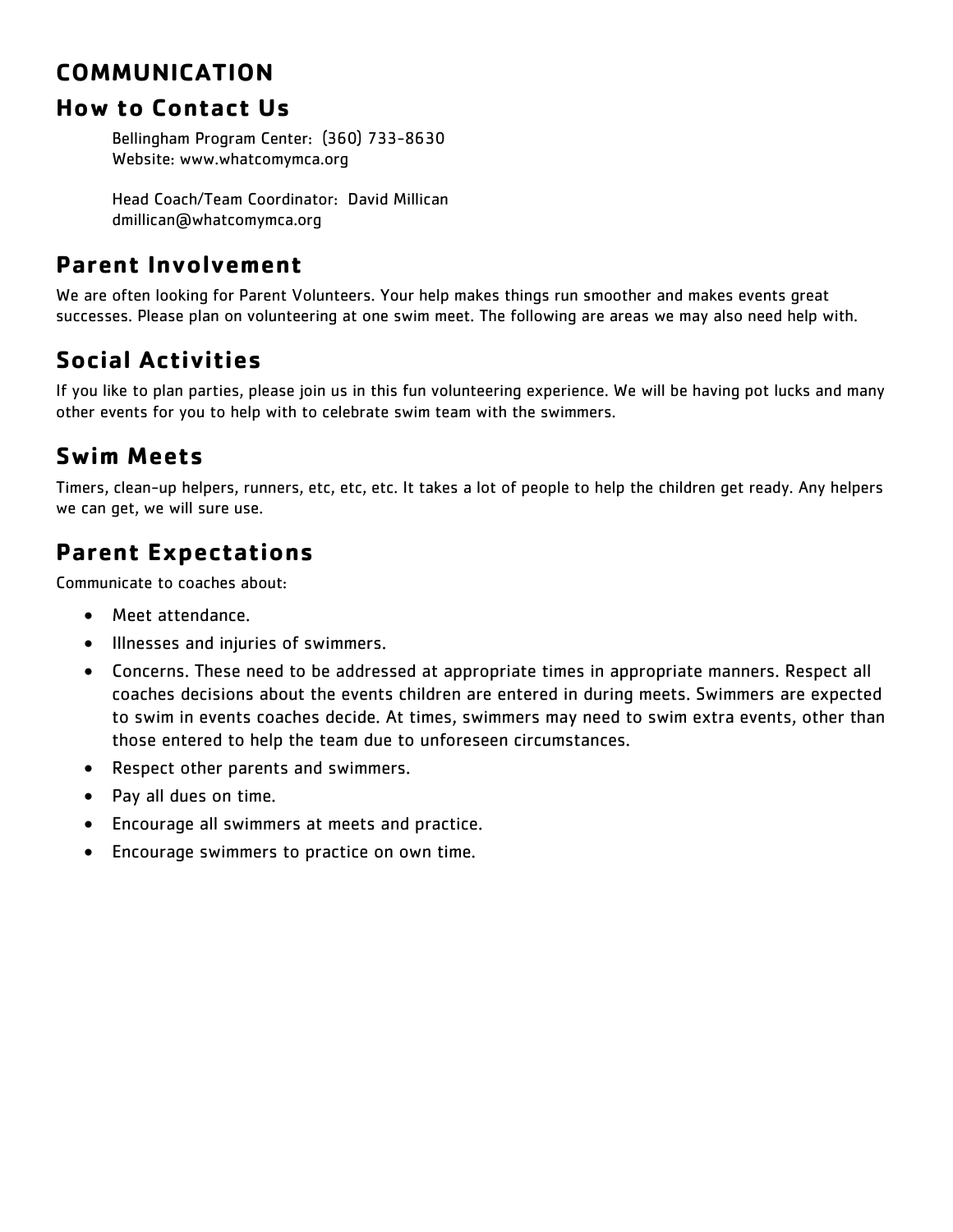# COMMUNICATION

## How to Contact Us

Bellingham Program Center: (360) 733-8630
Website: www.whatcomymca.org

Head Coach/Team Coordinator: David Millican
dmillican@whatcomymca.org

## Parent Involvement

We are often looking for Parent Volunteers. Your help makes things run smoother and makes events great successes. Please plan on volunteering at one swim meet. The following are areas we may also need help with.

## Social Activities

If you like to plan parties, please join us in this fun volunteering experience. We will be having pot lucks and many other events for you to help with to celebrate swim team with the swimmers.

## Swim Meets

Timers, clean-up helpers, runners, etc, etc, etc. It takes a lot of people to help the children get ready. Any helpers we can get, we will sure use.

## Parent Expectations

Communicate to coaches about:

- Meet attendance.
- Illnesses and injuries of swimmers.
- Concerns. These need to be addressed at appropriate times in appropriate manners. Respect all coaches decisions about the events children are entered in during meets. Swimmers are expected to swim in events coaches decide. At times, swimmers may need to swim extra events, other than those entered to help the team due to unforeseen circumstances.
- Respect other parents and swimmers.
- Pay all dues on time.
- Encourage all swimmers at meets and practice.
- Encourage swimmers to practice on own time.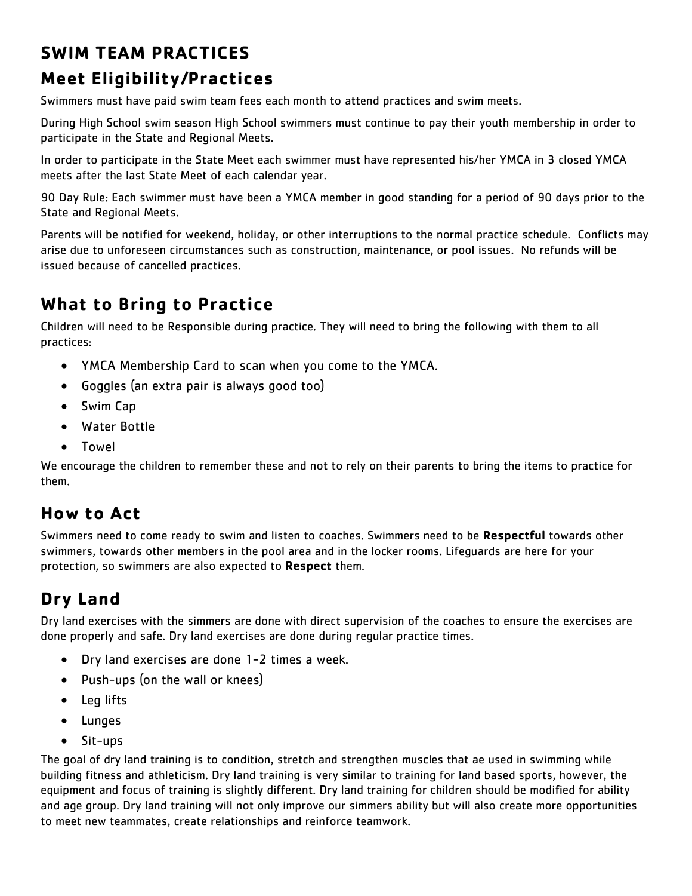# SWIM TEAM PRACTICES

## Meet Eligibility/Practices

Swimmers must have paid swim team fees each month to attend practices and swim meets.

During High School swim season High School swimmers must continue to pay their youth membership in order to participate in the State and Regional Meets.

In order to participate in the State Meet each swimmer must have represented his/her YMCA in 3 closed YMCA meets after the last State Meet of each calendar year.

90 Day Rule: Each swimmer must have been a YMCA member in good standing for a period of 90 days prior to the State and Regional Meets.

Parents will be notified for weekend, holiday, or other interruptions to the normal practice schedule. Conflicts may arise due to unforeseen circumstances such as construction, maintenance, or pool issues. No refunds will be issued because of cancelled practices.

## What to Bring to Practice

Children will need to be Responsible during practice. They will need to bring the following with them to all practices:

- YMCA Membership Card to scan when you come to the YMCA.
- Goggles (an extra pair is always good too)
- Swim Cap
- Water Bottle
- Towel

We encourage the children to remember these and not to rely on their parents to bring the items to practice for them.

## How to Act

Swimmers need to come ready to swim and listen to coaches. Swimmers need to be **Respectful** towards other swimmers, towards other members in the pool area and in the locker rooms. Lifeguards are here for your protection, so swimmers are also expected to **Respect** them.

## Dry Land

Dry land exercises with the simmers are done with direct supervision of the coaches to ensure the exercises are done properly and safe. Dry land exercises are done during regular practice times.

- Dry land exercises are done 1-2 times a week.
- Push-ups (on the wall or knees)
- Leg lifts
- Lunges
- Sit-ups

The goal of dry land training is to condition, stretch and strengthen muscles that ae used in swimming while building fitness and athleticism. Dry land training is very similar to training for land based sports, however, the equipment and focus of training is slightly different. Dry land training for children should be modified for ability and age group. Dry land training will not only improve our simmers ability but will also create more opportunities to meet new teammates, create relationships and reinforce teamwork.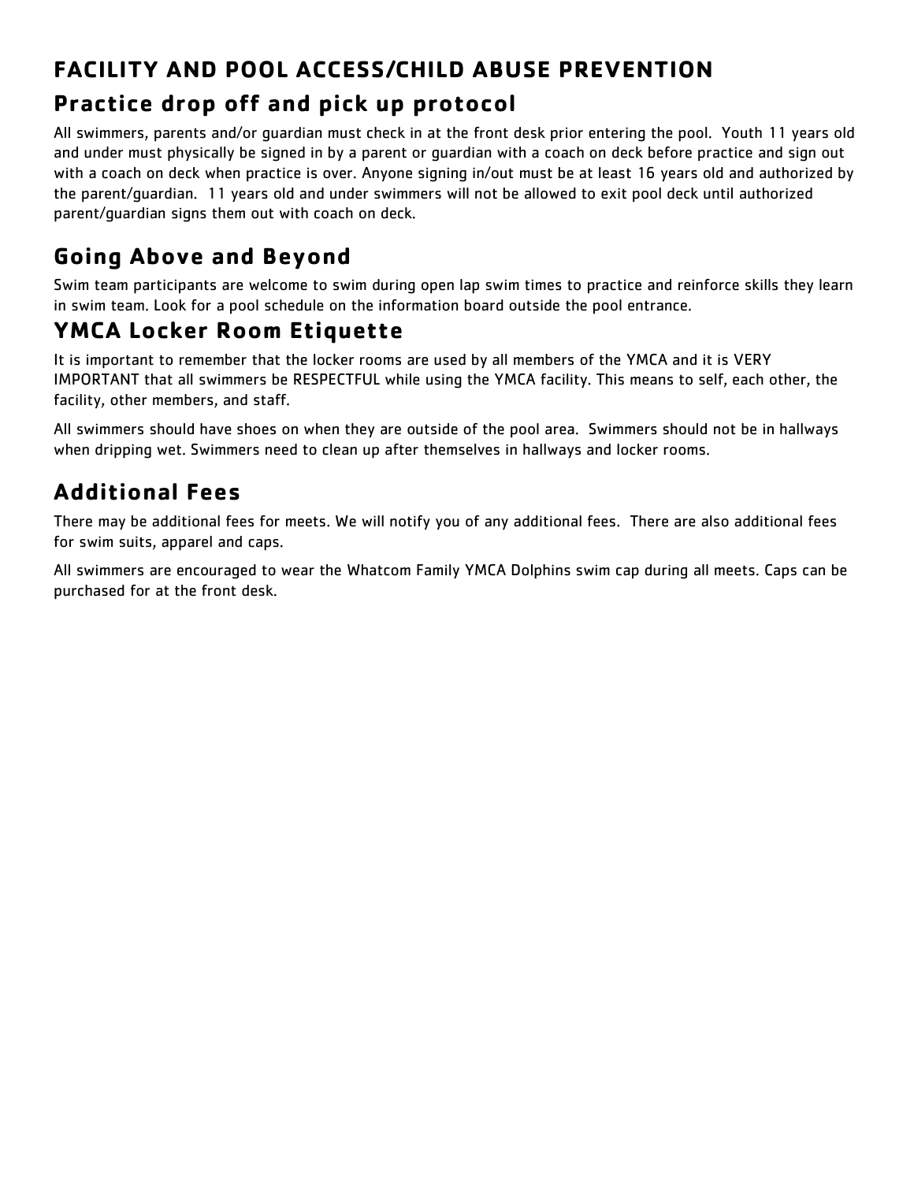# FACILITY AND POOL ACCESS/CHILD ABUSE PREVENTION

## Practice drop off and pick up protocol

All swimmers, parents and/or guardian must check in at the front desk prior entering the pool. Youth 11 years old and under must physically be signed in by a parent or guardian with a coach on deck before practice and sign out with a coach on deck when practice is over. Anyone signing in/out must be at least 16 years old and authorized by the parent/guardian. 11 years old and under swimmers will not be allowed to exit pool deck until authorized parent/guardian signs them out with coach on deck.

## Going Above and Beyond

Swim team participants are welcome to swim during open lap swim times to practice and reinforce skills they learn in swim team. Look for a pool schedule on the information board outside the pool entrance.

## YMCA Locker Room Etiquette

It is important to remember that the locker rooms are used by all members of the YMCA and it is VERY IMPORTANT that all swimmers be RESPECTFUL while using the YMCA facility. This means to self, each other, the facility, other members, and staff.

All swimmers should have shoes on when they are outside of the pool area. Swimmers should not be in hallways when dripping wet. Swimmers need to clean up after themselves in hallways and locker rooms.

## Additional Fees

There may be additional fees for meets. We will notify you of any additional fees. There are also additional fees for swim suits, apparel and caps.

All swimmers are encouraged to wear the Whatcom Family YMCA Dolphins swim cap during all meets. Caps can be purchased for at the front desk.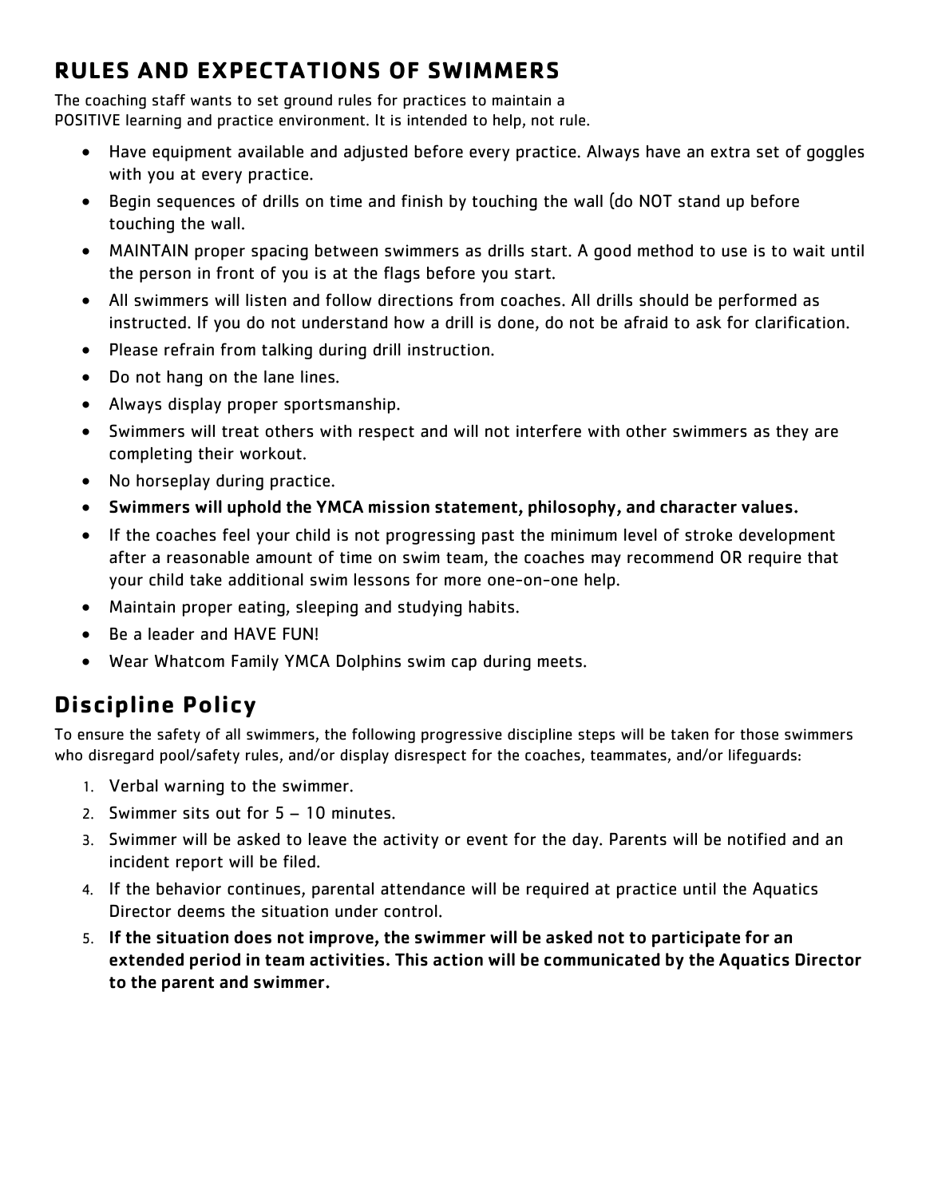## RULES AND EXPECTATIONS OF SWIMMERS

The coaching staff wants to set ground rules for practices to maintain a POSITIVE learning and practice environment. It is intended to help, not rule.

- Have equipment available and adjusted before every practice. Always have an extra set of goggles with you at every practice.
- Begin sequences of drills on time and finish by touching the wall (do NOT stand up before touching the wall.
- MAINTAIN proper spacing between swimmers as drills start. A good method to use is to wait until the person in front of you is at the flags before you start.
- All swimmers will listen and follow directions from coaches. All drills should be performed as instructed. If you do not understand how a drill is done, do not be afraid to ask for clarification.
- Please refrain from talking during drill instruction.
- Do not hang on the lane lines.
- Always display proper sportsmanship.
- Swimmers will treat others with respect and will not interfere with other swimmers as they are completing their workout.
- No horseplay during practice.
- **Swimmers will uphold the YMCA mission statement, philosophy, and character values.**
- If the coaches feel your child is not progressing past the minimum level of stroke development after a reasonable amount of time on swim team, the coaches may recommend OR require that your child take additional swim lessons for more one-on-one help.
- Maintain proper eating, sleeping and studying habits.
- Be a leader and HAVE FUN!
- Wear Whatcom Family YMCA Dolphins swim cap during meets.

## Discipline Policy

To ensure the safety of all swimmers, the following progressive discipline steps will be taken for those swimmers who disregard pool/safety rules, and/or display disrespect for the coaches, teammates, and/or lifeguards:

1. Verbal warning to the swimmer.
2. Swimmer sits out for 5 – 10 minutes.
3. Swimmer will be asked to leave the activity or event for the day. Parents will be notified and an incident report will be filed.
4. If the behavior continues, parental attendance will be required at practice until the Aquatics Director deems the situation under control.
5. **If the situation does not improve, the swimmer will be asked not to participate for an extended period in team activities. This action will be communicated by the Aquatics Director to the parent and swimmer.**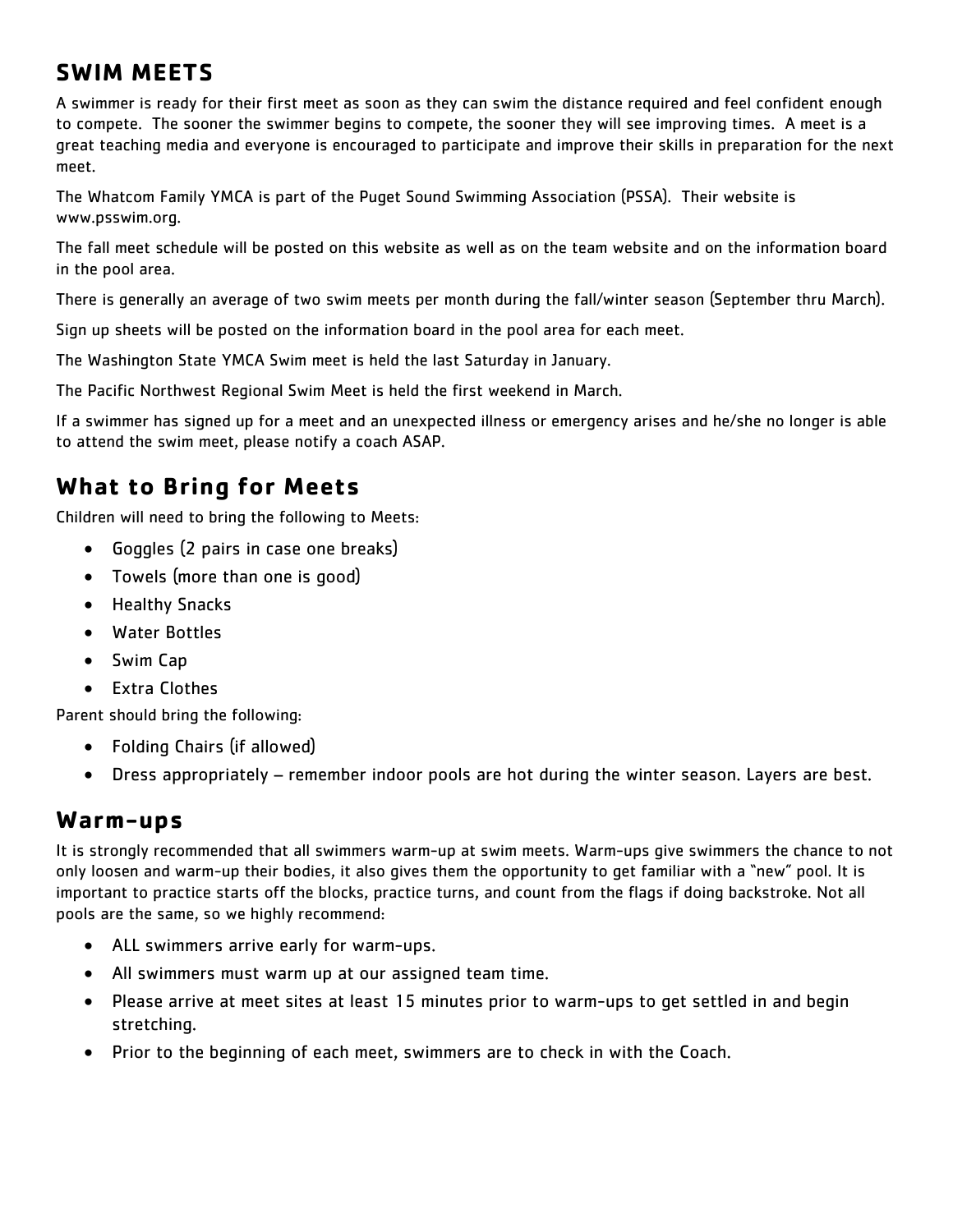## SWIM MEETS

A swimmer is ready for their first meet as soon as they can swim the distance required and feel confident enough to compete. The sooner the swimmer begins to compete, the sooner they will see improving times. A meet is a great teaching media and everyone is encouraged to participate and improve their skills in preparation for the next meet.

The Whatcom Family YMCA is part of the Puget Sound Swimming Association (PSSA). Their website is www.psswim.org.

The fall meet schedule will be posted on this website as well as on the team website and on the information board in the pool area.

There is generally an average of two swim meets per month during the fall/winter season (September thru March).

Sign up sheets will be posted on the information board in the pool area for each meet.

The Washington State YMCA Swim meet is held the last Saturday in January.

The Pacific Northwest Regional Swim Meet is held the first weekend in March.

If a swimmer has signed up for a meet and an unexpected illness or emergency arises and he/she no longer is able to attend the swim meet, please notify a coach ASAP.

## What to Bring for Meets

Children will need to bring the following to Meets:

- Goggles (2 pairs in case one breaks)
- Towels (more than one is good)
- Healthy Snacks
- Water Bottles
- Swim Cap
- Extra Clothes

Parent should bring the following:

- Folding Chairs (if allowed)
- Dress appropriately – remember indoor pools are hot during the winter season. Layers are best.

## Warm-ups

It is strongly recommended that all swimmers warm-up at swim meets. Warm-ups give swimmers the chance to not only loosen and warm-up their bodies, it also gives them the opportunity to get familiar with a "new" pool. It is important to practice starts off the blocks, practice turns, and count from the flags if doing backstroke. Not all pools are the same, so we highly recommend:

- ALL swimmers arrive early for warm-ups.
- All swimmers must warm up at our assigned team time.
- Please arrive at meet sites at least 15 minutes prior to warm-ups to get settled in and begin stretching.
- Prior to the beginning of each meet, swimmers are to check in with the Coach.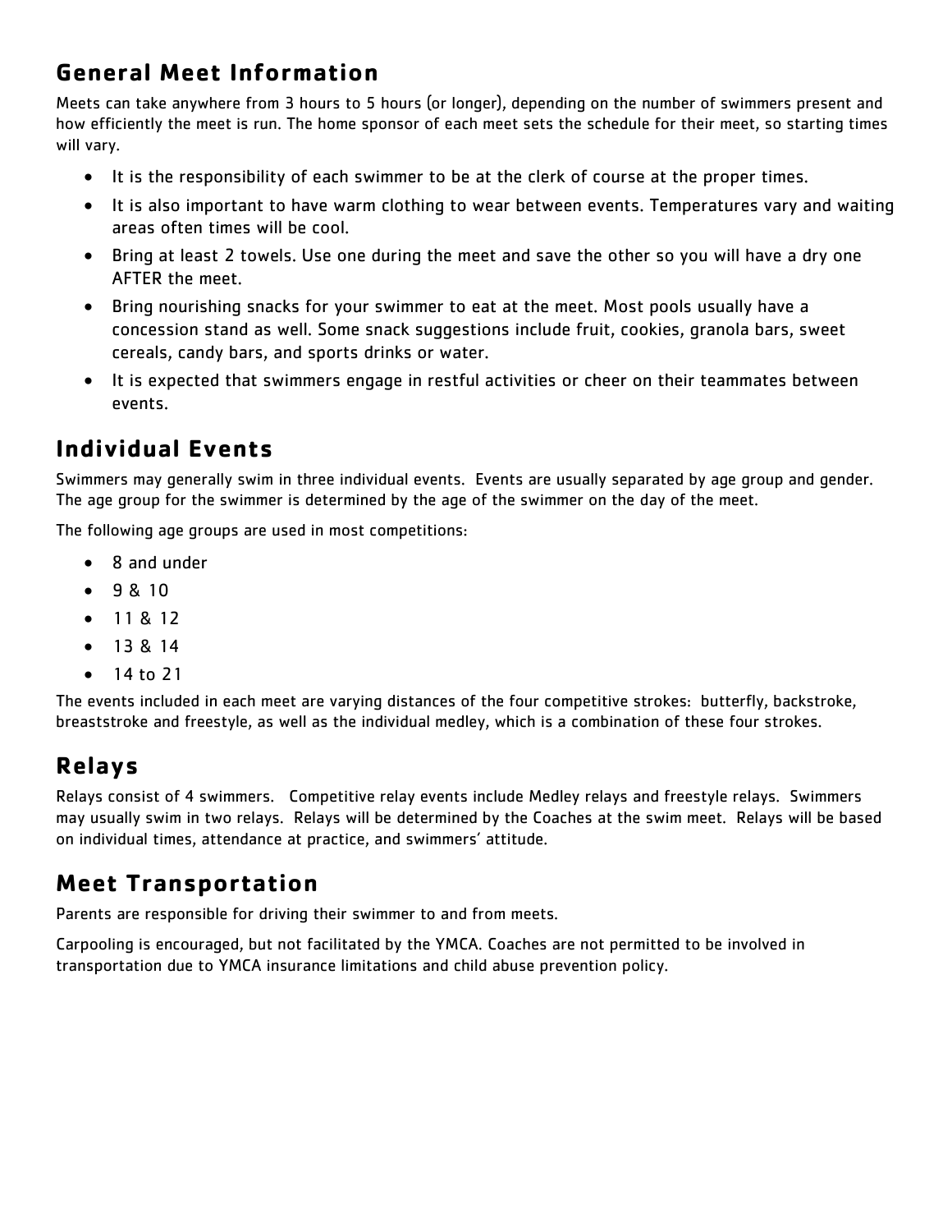## General Meet Information

Meets can take anywhere from 3 hours to 5 hours (or longer), depending on the number of swimmers present and how efficiently the meet is run. The home sponsor of each meet sets the schedule for their meet, so starting times will vary.

- It is the responsibility of each swimmer to be at the clerk of course at the proper times.
- It is also important to have warm clothing to wear between events. Temperatures vary and waiting areas often times will be cool.
- Bring at least 2 towels. Use one during the meet and save the other so you will have a dry one AFTER the meet.
- Bring nourishing snacks for your swimmer to eat at the meet. Most pools usually have a concession stand as well. Some snack suggestions include fruit, cookies, granola bars, sweet cereals, candy bars, and sports drinks or water.
- It is expected that swimmers engage in restful activities or cheer on their teammates between events.

## Individual Events

Swimmers may generally swim in three individual events. Events are usually separated by age group and gender. The age group for the swimmer is determined by the age of the swimmer on the day of the meet.

The following age groups are used in most competitions:

- 8 and under
- 9 & 10
- 11 & 12
- 13 & 14
- 14 to 21

The events included in each meet are varying distances of the four competitive strokes: butterfly, backstroke, breaststroke and freestyle, as well as the individual medley, which is a combination of these four strokes.

## Relays

Relays consist of 4 swimmers. Competitive relay events include Medley relays and freestyle relays. Swimmers may usually swim in two relays. Relays will be determined by the Coaches at the swim meet. Relays will be based on individual times, attendance at practice, and swimmers' attitude.

## Meet Transportation

Parents are responsible for driving their swimmer to and from meets.

Carpooling is encouraged, but not facilitated by the YMCA. Coaches are not permitted to be involved in transportation due to YMCA insurance limitations and child abuse prevention policy.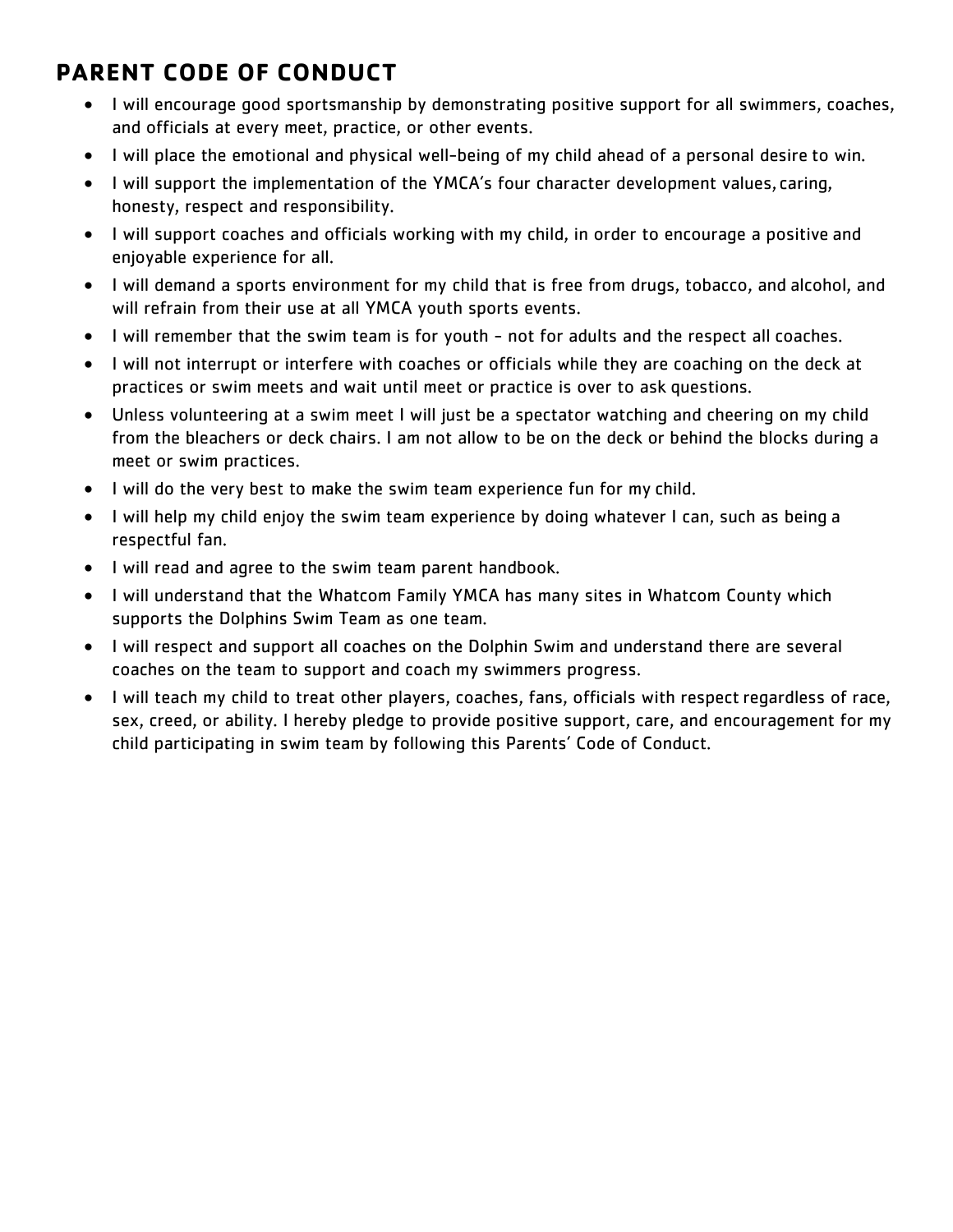## PARENT CODE OF CONDUCT

- I will encourage good sportsmanship by demonstrating positive support for all swimmers, coaches, and officials at every meet, practice, or other events.
- I will place the emotional and physical well-being of my child ahead of a personal desire to win.
- I will support the implementation of the YMCA's four character development values, caring, honesty, respect and responsibility.
- I will support coaches and officials working with my child, in order to encourage a positive and enjoyable experience for all.
- I will demand a sports environment for my child that is free from drugs, tobacco, and alcohol, and will refrain from their use at all YMCA youth sports events.
- I will remember that the swim team is for youth - not for adults and the respect all coaches.
- I will not interrupt or interfere with coaches or officials while they are coaching on the deck at practices or swim meets and wait until meet or practice is over to ask questions.
- Unless volunteering at a swim meet I will just be a spectator watching and cheering on my child from the bleachers or deck chairs. I am not allow to be on the deck or behind the blocks during a meet or swim practices.
- I will do the very best to make the swim team experience fun for my child.
- I will help my child enjoy the swim team experience by doing whatever I can, such as being a respectful fan.
- I will read and agree to the swim team parent handbook.
- I will understand that the Whatcom Family YMCA has many sites in Whatcom County which supports the Dolphins Swim Team as one team.
- I will respect and support all coaches on the Dolphin Swim and understand there are several coaches on the team to support and coach my swimmers progress.
- I will teach my child to treat other players, coaches, fans, officials with respect regardless of race, sex, creed, or ability. I hereby pledge to provide positive support, care, and encouragement for my child participating in swim team by following this Parents' Code of Conduct.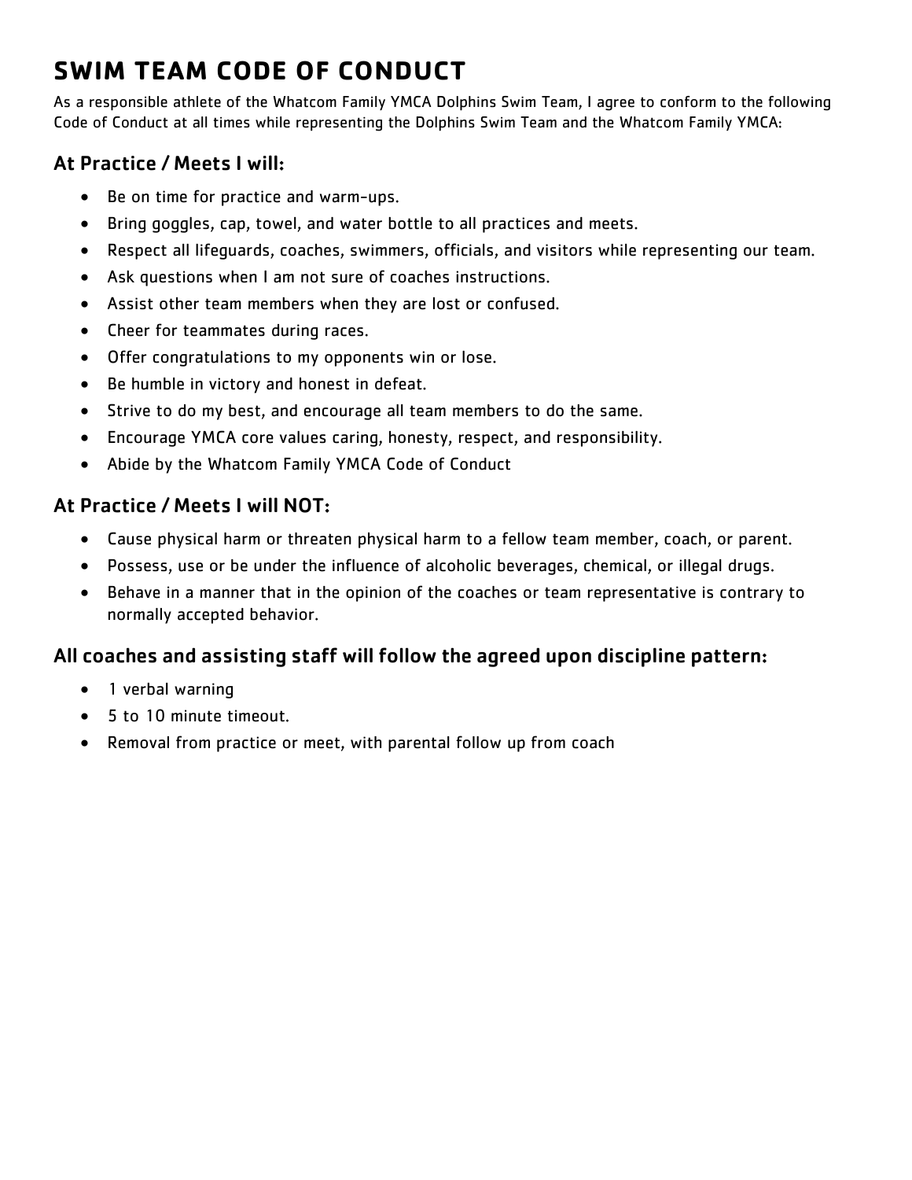# SWIM TEAM CODE OF CONDUCT

As a responsible athlete of the Whatcom Family YMCA Dolphins Swim Team, I agree to conform to the following Code of Conduct at all times while representing the Dolphins Swim Team and the Whatcom Family YMCA:

## At Practice / Meets I will:

- Be on time for practice and warm-ups.
- Bring goggles, cap, towel, and water bottle to all practices and meets.
- Respect all lifeguards, coaches, swimmers, officials, and visitors while representing our team.
- Ask questions when I am not sure of coaches instructions.
- Assist other team members when they are lost or confused.
- Cheer for teammates during races.
- Offer congratulations to my opponents win or lose.
- Be humble in victory and honest in defeat.
- Strive to do my best, and encourage all team members to do the same.
- Encourage YMCA core values caring, honesty, respect, and responsibility.
- Abide by the Whatcom Family YMCA Code of Conduct

## At Practice / Meets I will NOT:

- Cause physical harm or threaten physical harm to a fellow team member, coach, or parent.
- Possess, use or be under the influence of alcoholic beverages, chemical, or illegal drugs.
- Behave in a manner that in the opinion of the coaches or team representative is contrary to normally accepted behavior.

## All coaches and assisting staff will follow the agreed upon discipline pattern:

- 1 verbal warning
- 5 to 10 minute timeout.
- Removal from practice or meet, with parental follow up from coach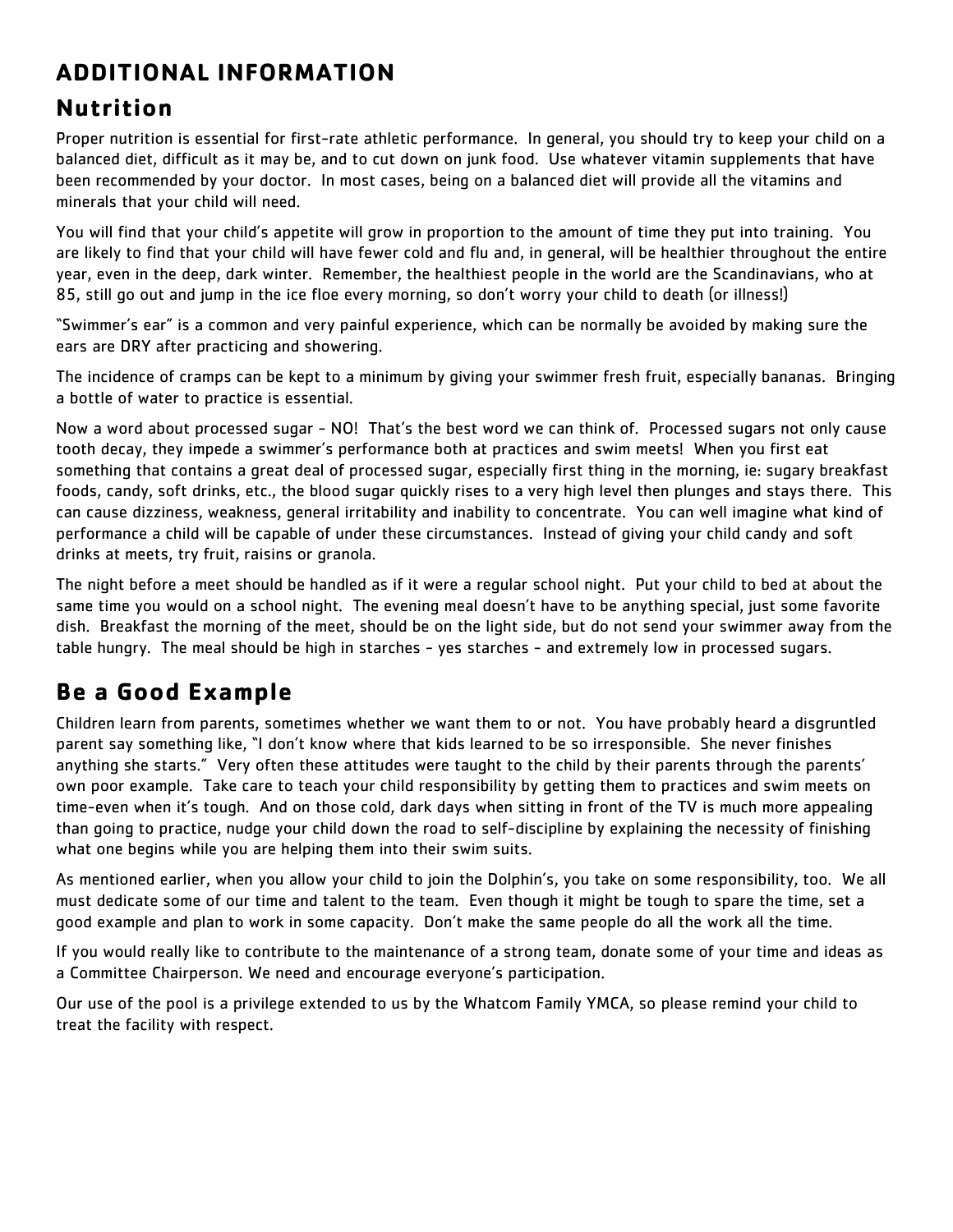# ADDITIONAL INFORMATION

## Nutrition

Proper nutrition is essential for first-rate athletic performance. In general, you should try to keep your child on a balanced diet, difficult as it may be, and to cut down on junk food. Use whatever vitamin supplements that have been recommended by your doctor. In most cases, being on a balanced diet will provide all the vitamins and minerals that your child will need.

You will find that your child's appetite will grow in proportion to the amount of time they put into training. You are likely to find that your child will have fewer cold and flu and, in general, will be healthier throughout the entire year, even in the deep, dark winter. Remember, the healthiest people in the world are the Scandinavians, who at 85, still go out and jump in the ice floe every morning, so don't worry your child to death (or illness!)

"Swimmer's ear" is a common and very painful experience, which can be normally be avoided by making sure the ears are DRY after practicing and showering.

The incidence of cramps can be kept to a minimum by giving your swimmer fresh fruit, especially bananas. Bringing a bottle of water to practice is essential.

Now a word about processed sugar - NO! That's the best word we can think of. Processed sugars not only cause tooth decay, they impede a swimmer's performance both at practices and swim meets! When you first eat something that contains a great deal of processed sugar, especially first thing in the morning, ie: sugary breakfast foods, candy, soft drinks, etc., the blood sugar quickly rises to a very high level then plunges and stays there. This can cause dizziness, weakness, general irritability and inability to concentrate. You can well imagine what kind of performance a child will be capable of under these circumstances. Instead of giving your child candy and soft drinks at meets, try fruit, raisins or granola.

The night before a meet should be handled as if it were a regular school night. Put your child to bed at about the same time you would on a school night. The evening meal doesn't have to be anything special, just some favorite dish. Breakfast the morning of the meet, should be on the light side, but do not send your swimmer away from the table hungry. The meal should be high in starches - yes starches - and extremely low in processed sugars.

## Be a Good Example

Children learn from parents, sometimes whether we want them to or not. You have probably heard a disgruntled parent say something like, "I don't know where that kids learned to be so irresponsible. She never finishes anything she starts." Very often these attitudes were taught to the child by their parents through the parents' own poor example. Take care to teach your child responsibility by getting them to practices and swim meets on time-even when it's tough. And on those cold, dark days when sitting in front of the TV is much more appealing than going to practice, nudge your child down the road to self-discipline by explaining the necessity of finishing what one begins while you are helping them into their swim suits.

As mentioned earlier, when you allow your child to join the Dolphin's, you take on some responsibility, too. We all must dedicate some of our time and talent to the team. Even though it might be tough to spare the time, set a good example and plan to work in some capacity. Don't make the same people do all the work all the time.

If you would really like to contribute to the maintenance of a strong team, donate some of your time and ideas as a Committee Chairperson. We need and encourage everyone's participation.

Our use of the pool is a privilege extended to us by the Whatcom Family YMCA, so please remind your child to treat the facility with respect.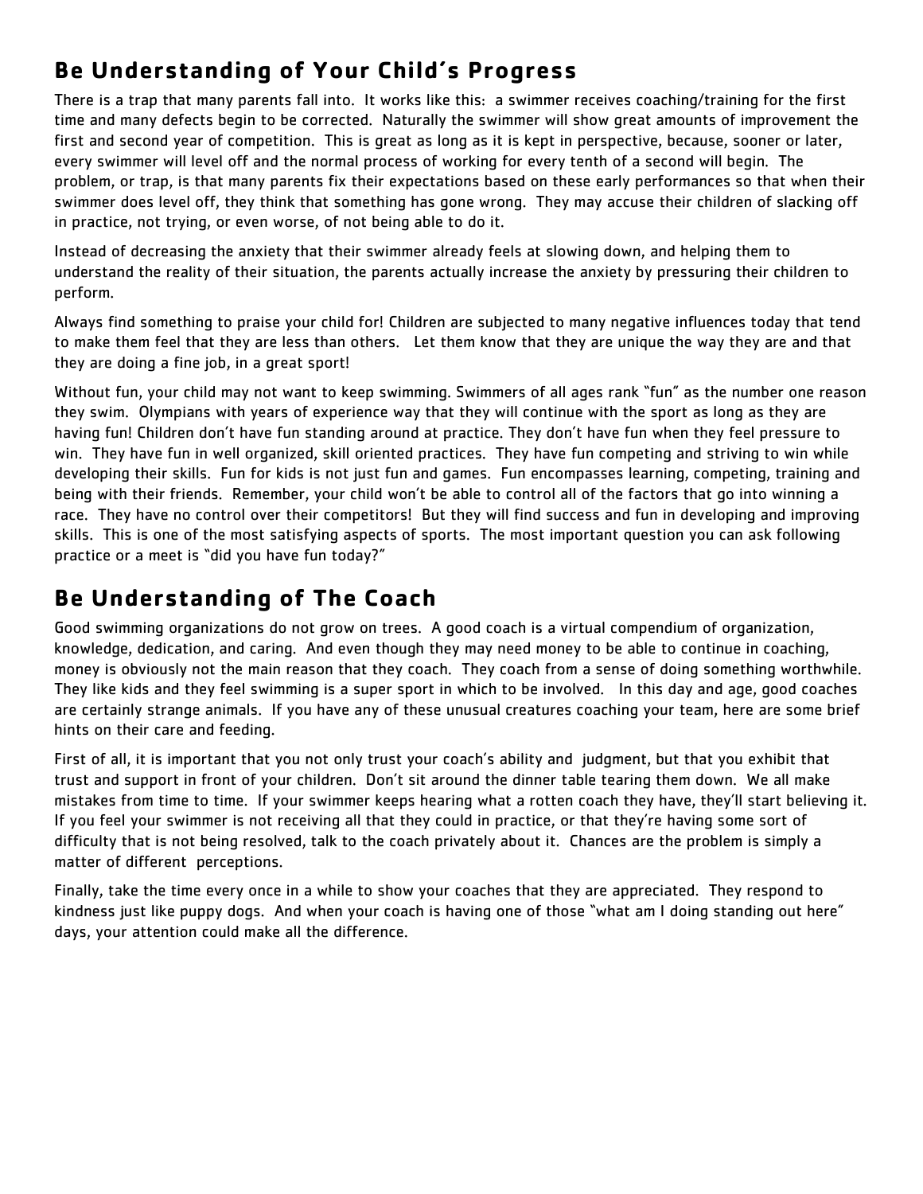## Be Understanding of Your Child's Progress

There is a trap that many parents fall into. It works like this: a swimmer receives coaching/training for the first time and many defects begin to be corrected. Naturally the swimmer will show great amounts of improvement the first and second year of competition. This is great as long as it is kept in perspective, because, sooner or later, every swimmer will level off and the normal process of working for every tenth of a second will begin. The problem, or trap, is that many parents fix their expectations based on these early performances so that when their swimmer does level off, they think that something has gone wrong. They may accuse their children of slacking off in practice, not trying, or even worse, of not being able to do it.

Instead of decreasing the anxiety that their swimmer already feels at slowing down, and helping them to understand the reality of their situation, the parents actually increase the anxiety by pressuring their children to perform.

Always find something to praise your child for! Children are subjected to many negative influences today that tend to make them feel that they are less than others. Let them know that they are unique the way they are and that they are doing a fine job, in a great sport!

Without fun, your child may not want to keep swimming. Swimmers of all ages rank "fun" as the number one reason they swim. Olympians with years of experience way that they will continue with the sport as long as they are having fun! Children don't have fun standing around at practice. They don't have fun when they feel pressure to win. They have fun in well organized, skill oriented practices. They have fun competing and striving to win while developing their skills. Fun for kids is not just fun and games. Fun encompasses learning, competing, training and being with their friends. Remember, your child won't be able to control all of the factors that go into winning a race. They have no control over their competitors! But they will find success and fun in developing and improving skills. This is one of the most satisfying aspects of sports. The most important question you can ask following practice or a meet is "did you have fun today?"

## Be Understanding of The Coach

Good swimming organizations do not grow on trees. A good coach is a virtual compendium of organization, knowledge, dedication, and caring. And even though they may need money to be able to continue in coaching, money is obviously not the main reason that they coach. They coach from a sense of doing something worthwhile. They like kids and they feel swimming is a super sport in which to be involved. In this day and age, good coaches are certainly strange animals. If you have any of these unusual creatures coaching your team, here are some brief hints on their care and feeding.

First of all, it is important that you not only trust your coach's ability and judgment, but that you exhibit that trust and support in front of your children. Don't sit around the dinner table tearing them down. We all make mistakes from time to time. If your swimmer keeps hearing what a rotten coach they have, they'll start believing it. If you feel your swimmer is not receiving all that they could in practice, or that they're having some sort of difficulty that is not being resolved, talk to the coach privately about it. Chances are the problem is simply a matter of different perceptions.

Finally, take the time every once in a while to show your coaches that they are appreciated. They respond to kindness just like puppy dogs. And when your coach is having one of those "what am I doing standing out here" days, your attention could make all the difference.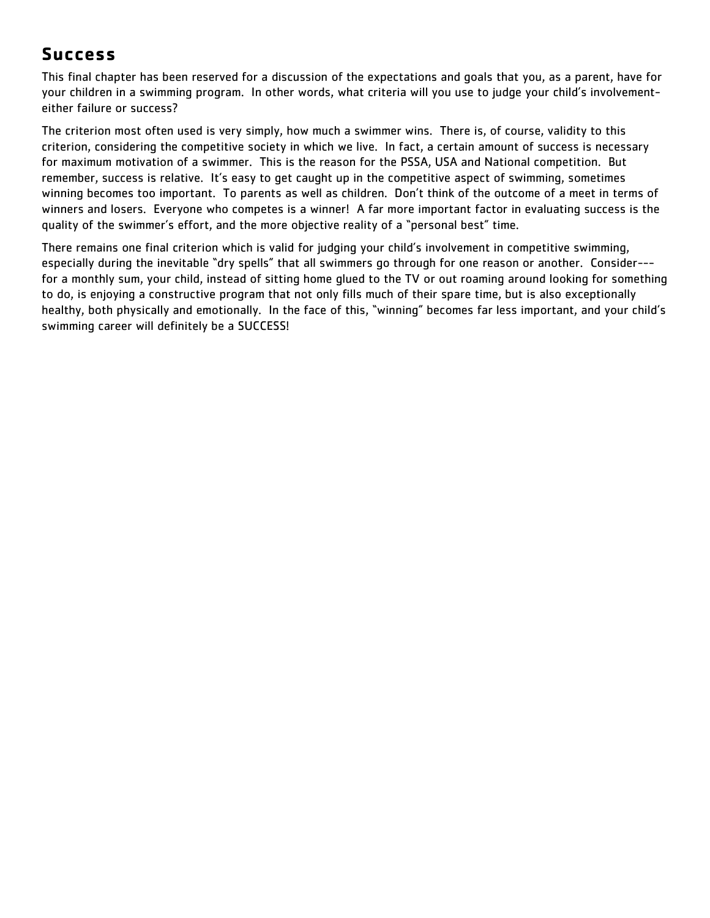## Success

This final chapter has been reserved for a discussion of the expectations and goals that you, as a parent, have for your children in a swimming program. In other words, what criteria will you use to judge your child's involvement- either failure or success?

The criterion most often used is very simply, how much a swimmer wins. There is, of course, validity to this criterion, considering the competitive society in which we live. In fact, a certain amount of success is necessary for maximum motivation of a swimmer. This is the reason for the PSSA, USA and National competition. But remember, success is relative. It's easy to get caught up in the competitive aspect of swimming, sometimes winning becomes too important. To parents as well as children. Don't think of the outcome of a meet in terms of winners and losers. Everyone who competes is a winner! A far more important factor in evaluating success is the quality of the swimmer's effort, and the more objective reality of a "personal best" time.

There remains one final criterion which is valid for judging your child's involvement in competitive swimming, especially during the inevitable "dry spells" that all swimmers go through for one reason or another. Consider--- for a monthly sum, your child, instead of sitting home glued to the TV or out roaming around looking for something to do, is enjoying a constructive program that not only fills much of their spare time, but is also exceptionally healthy, both physically and emotionally. In the face of this, "winning" becomes far less important, and your child's swimming career will definitely be a SUCCESS!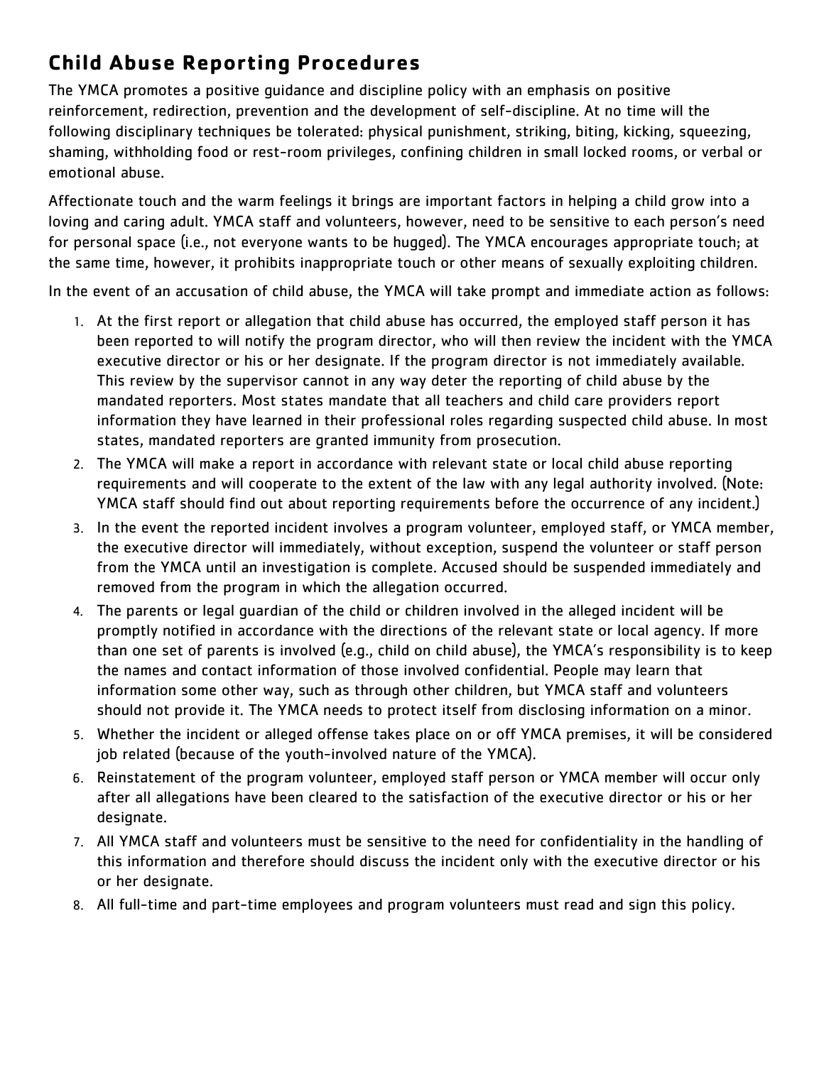## Child Abuse Reporting Procedures

The YMCA promotes a positive guidance and discipline policy with an emphasis on positive reinforcement, redirection, prevention and the development of self-discipline. At no time will the following disciplinary techniques be tolerated: physical punishment, striking, biting, kicking, squeezing, shaming, withholding food or rest-room privileges, confining children in small locked rooms, or verbal or emotional abuse.

Affectionate touch and the warm feelings it brings are important factors in helping a child grow into a loving and caring adult. YMCA staff and volunteers, however, need to be sensitive to each person's need for personal space (i.e., not everyone wants to be hugged). The YMCA encourages appropriate touch; at the same time, however, it prohibits inappropriate touch or other means of sexually exploiting children.

In the event of an accusation of child abuse, the YMCA will take prompt and immediate action as follows:

1. At the first report or allegation that child abuse has occurred, the employed staff person it has been reported to will notify the program director, who will then review the incident with the YMCA executive director or his or her designate. If the program director is not immediately available. This review by the supervisor cannot in any way deter the reporting of child abuse by the mandated reporters. Most states mandate that all teachers and child care providers report information they have learned in their professional roles regarding suspected child abuse. In most states, mandated reporters are granted immunity from prosecution.
2. The YMCA will make a report in accordance with relevant state or local child abuse reporting requirements and will cooperate to the extent of the law with any legal authority involved. (Note: YMCA staff should find out about reporting requirements before the occurrence of any incident.)
3. In the event the reported incident involves a program volunteer, employed staff, or YMCA member, the executive director will immediately, without exception, suspend the volunteer or staff person from the YMCA until an investigation is complete. Accused should be suspended immediately and removed from the program in which the allegation occurred.
4. The parents or legal guardian of the child or children involved in the alleged incident will be promptly notified in accordance with the directions of the relevant state or local agency. If more than one set of parents is involved (e.g., child on child abuse), the YMCA's responsibility is to keep the names and contact information of those involved confidential. People may learn that information some other way, such as through other children, but YMCA staff and volunteers should not provide it. The YMCA needs to protect itself from disclosing information on a minor.
5. Whether the incident or alleged offense takes place on or off YMCA premises, it will be considered job related (because of the youth-involved nature of the YMCA).
6. Reinstatement of the program volunteer, employed staff person or YMCA member will occur only after all allegations have been cleared to the satisfaction of the executive director or his or her designate.
7. All YMCA staff and volunteers must be sensitive to the need for confidentiality in the handling of this information and therefore should discuss the incident only with the executive director or his or her designate.
8. All full-time and part-time employees and program volunteers must read and sign this policy.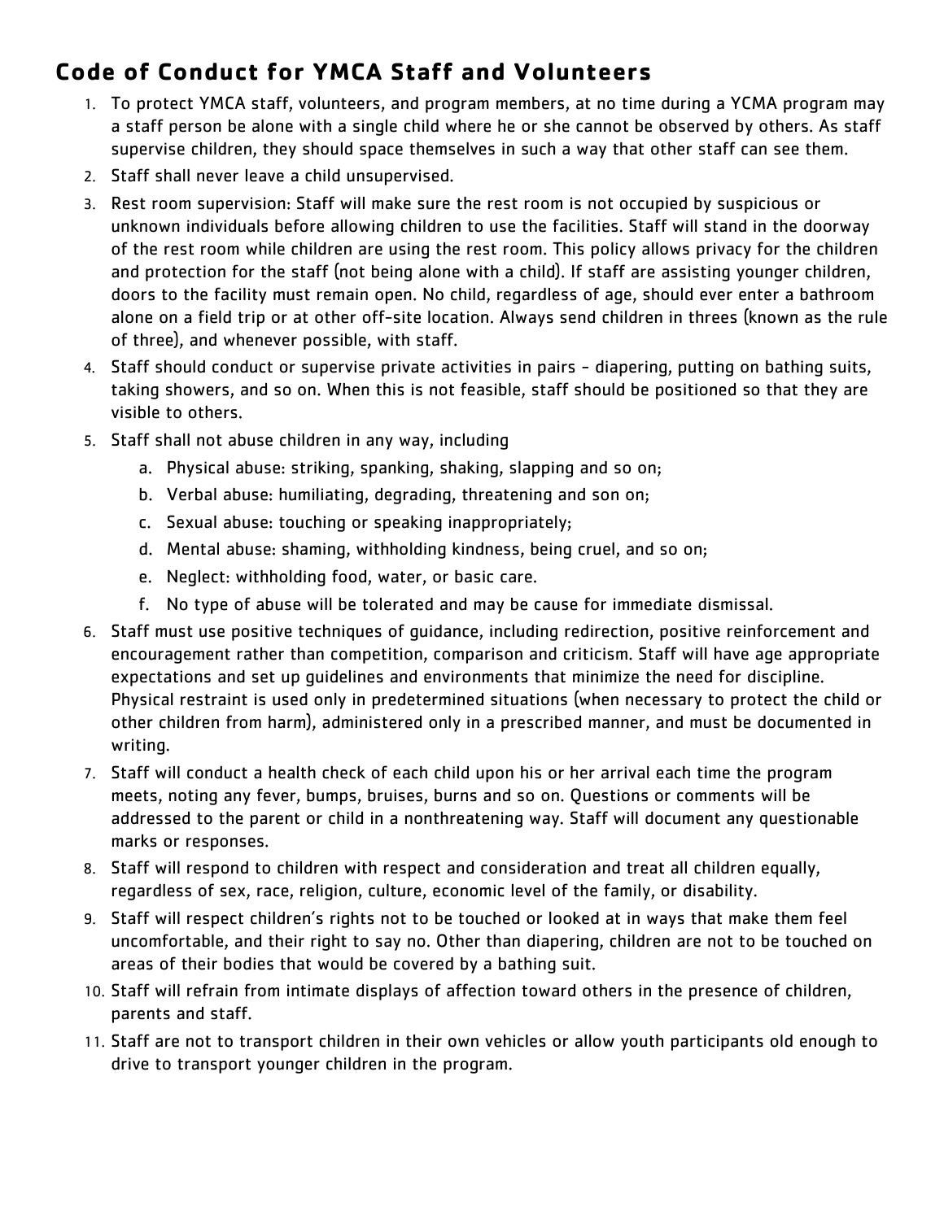## Code of Conduct for YMCA Staff and Volunteers

1. To protect YMCA staff, volunteers, and program members, at no time during a YCMA program may a staff person be alone with a single child where he or she cannot be observed by others. As staff supervise children, they should space themselves in such a way that other staff can see them.
2. Staff shall never leave a child unsupervised.
3. Rest room supervision: Staff will make sure the rest room is not occupied by suspicious or unknown individuals before allowing children to use the facilities. Staff will stand in the doorway of the rest room while children are using the rest room. This policy allows privacy for the children and protection for the staff (not being alone with a child). If staff are assisting younger children, doors to the facility must remain open. No child, regardless of age, should ever enter a bathroom alone on a field trip or at other off-site location. Always send children in threes (known as the rule of three), and whenever possible, with staff.
4. Staff should conduct or supervise private activities in pairs - diapering, putting on bathing suits, taking showers, and so on. When this is not feasible, staff should be positioned so that they are visible to others.
5. Staff shall not abuse children in any way, including
   a. Physical abuse: striking, spanking, shaking, slapping and so on;
   b. Verbal abuse: humiliating, degrading, threatening and son on;
   c. Sexual abuse: touching or speaking inappropriately;
   d. Mental abuse: shaming, withholding kindness, being cruel, and so on;
   e. Neglect: withholding food, water, or basic care.
   f. No type of abuse will be tolerated and may be cause for immediate dismissal.
6. Staff must use positive techniques of guidance, including redirection, positive reinforcement and encouragement rather than competition, comparison and criticism. Staff will have age appropriate expectations and set up guidelines and environments that minimize the need for discipline. Physical restraint is used only in predetermined situations (when necessary to protect the child or other children from harm), administered only in a prescribed manner, and must be documented in writing.
7. Staff will conduct a health check of each child upon his or her arrival each time the program meets, noting any fever, bumps, bruises, burns and so on. Questions or comments will be addressed to the parent or child in a nonthreatening way. Staff will document any questionable marks or responses.
8. Staff will respond to children with respect and consideration and treat all children equally, regardless of sex, race, religion, culture, economic level of the family, or disability.
9. Staff will respect children's rights not to be touched or looked at in ways that make them feel uncomfortable, and their right to say no. Other than diapering, children are not to be touched on areas of their bodies that would be covered by a bathing suit.
10. Staff will refrain from intimate displays of affection toward others in the presence of children, parents and staff.
11. Staff are not to transport children in their own vehicles or allow youth participants old enough to drive to transport younger children in the program.